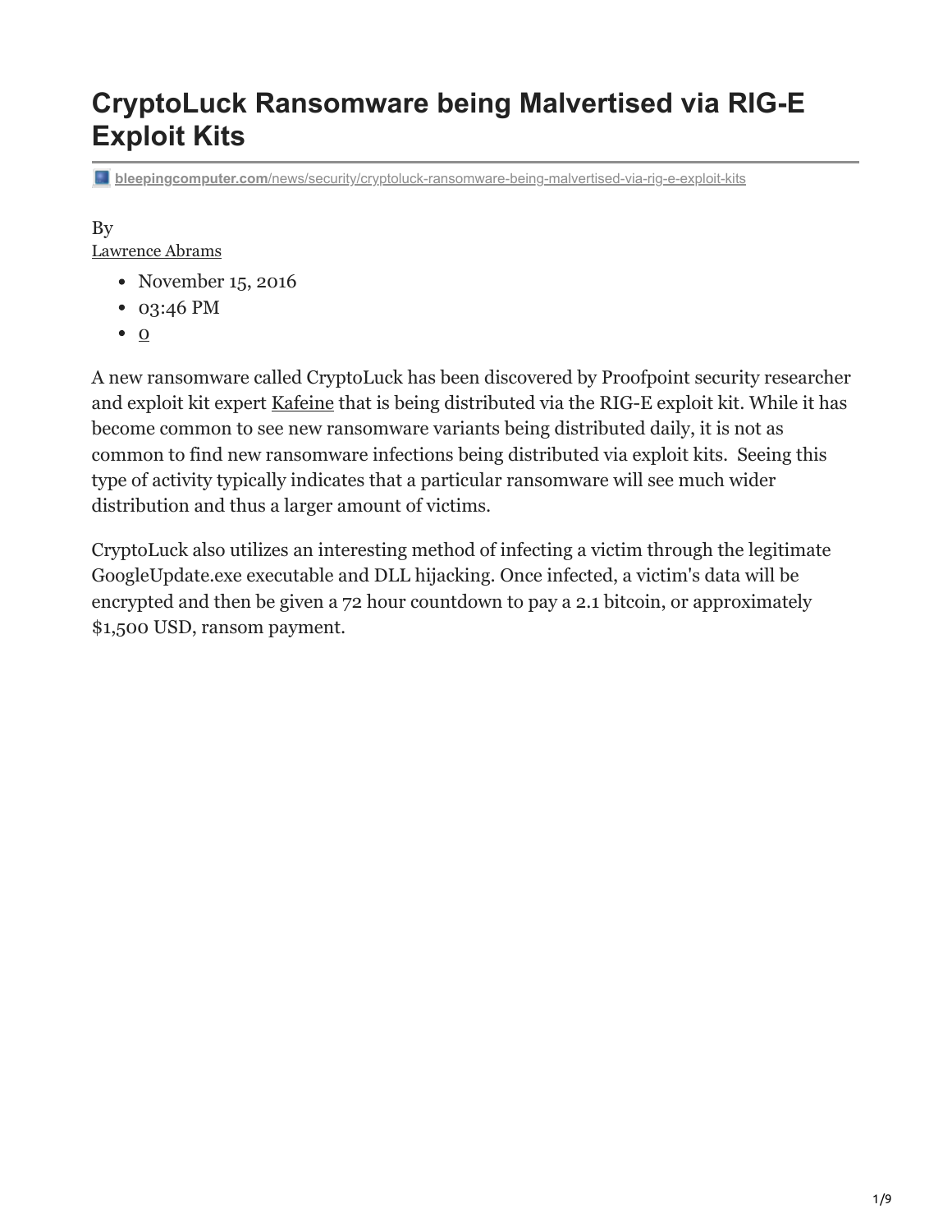# CryptoLuck Ransomware being Malvertised via RIG-E Exploit Kits

bleepingcomputer.com/news/security/cryptoluck-ransomware-being-malvertised-via-rig-e-exploit-kits

By
Lawrence Abrams

- November 15, 2016
- 03:46 PM
- 0

A new ransomware called CryptoLuck has been discovered by Proofpoint security researcher and exploit kit expert Kafeine that is being distributed via the RIG-E exploit kit. While it has become common to see new ransomware variants being distributed daily, it is not as common to find new ransomware infections being distributed via exploit kits. Seeing this type of activity typically indicates that a particular ransomware will see much wider distribution and thus a larger amount of victims.

CryptoLuck also utilizes an interesting method of infecting a victim through the legitimate GoogleUpdate.exe executable and DLL hijacking. Once infected, a victim's data will be encrypted and then be given a 72 hour countdown to pay a 2.1 bitcoin, or approximately $1,500 USD, ransom payment.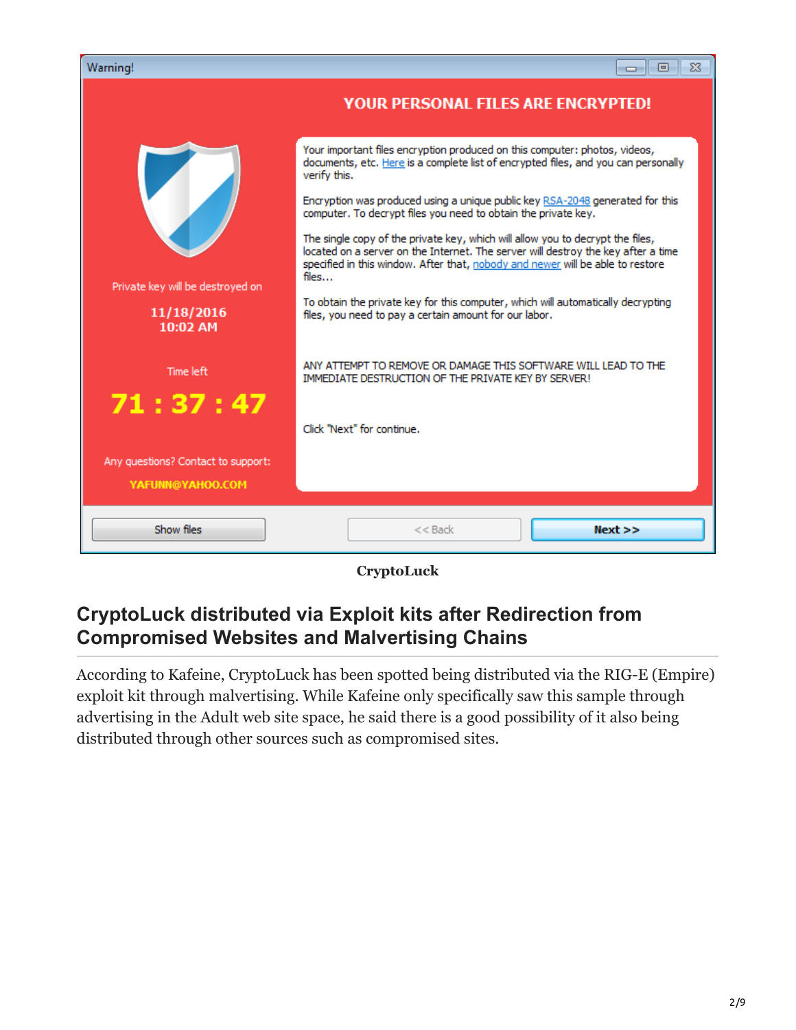Warning!

YOUR PERSONAL FILES ARE ENCRYPTED!

Your important files encryption produced on this computer: photos, videos, documents, etc. Here is a complete list of encrypted files, and you can personally verify this.

Encryption was produced using a unique public key RSA-2048 generated for this computer. To decrypt files you need to obtain the private key.

The single copy of the private key, which will allow you to decrypt the files, located on a server on the Internet. The server will destroy the key after a time specified in this window. After that, nobody and newer will be able to restore files...

To obtain the private key for this computer, which will automatically decrypting files, you need to pay a certain amount for our labor.

ANY ATTEMPT TO REMOVE OR DAMAGE THIS SOFTWARE WILL LEAD TO THE IMMEDIATE DESTRUCTION OF THE PRIVATE KEY BY SERVER!

Click "Next" for continue.

Private key will be destroyed on

11/18/2016
10:02 AM

Time left

71 : 37 : 47

Any questions? Contact to support:

YAFUNN@YAHOO.COM

Show files | << Back | Next >>

**CryptoLuck**

## CryptoLuck distributed via Exploit kits after Redirection from Compromised Websites and Malvertising Chains

According to Kafeine, CryptoLuck has been spotted being distributed via the RIG-E (Empire) exploit kit through malvertising. While Kafeine only specifically saw this sample through advertising in the Adult web site space, he said there is a good possibility of it also being distributed through other sources such as compromised sites.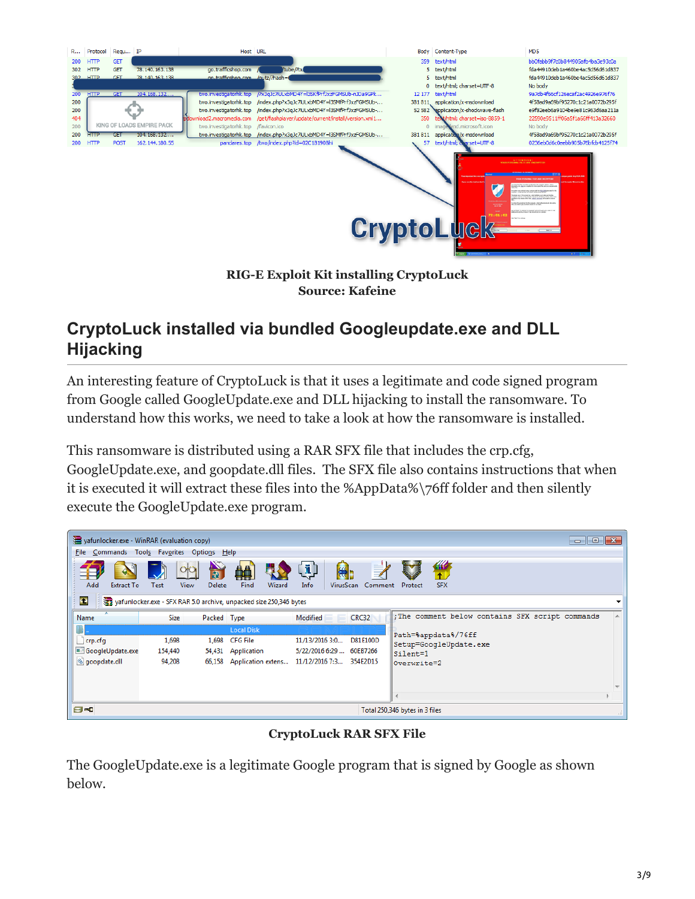**RIG-E Exploit Kit installing CryptoLuck**
**Source: Kafeine**

## CryptoLuck installed via bundled Googleupdate.exe and DLL Hijacking

An interesting feature of CryptoLuck is that it uses a legitimate and code signed program from Google called GoogleUpdate.exe and DLL hijacking to install the ransomware. To understand how this works, we need to take a look at how the ransomware is installed.

This ransomware is distributed using a RAR SFX file that includes the crp.cfg, GoogleUpdate.exe, and goopdate.dll files. The SFX file also contains instructions that when it is executed it will extract these files into the %AppData%\76ff folder and then silently execute the GoogleUpdate.exe program.

**CryptoLuck RAR SFX File**

The GoogleUpdate.exe is a legitimate Google program that is signed by Google as shown below.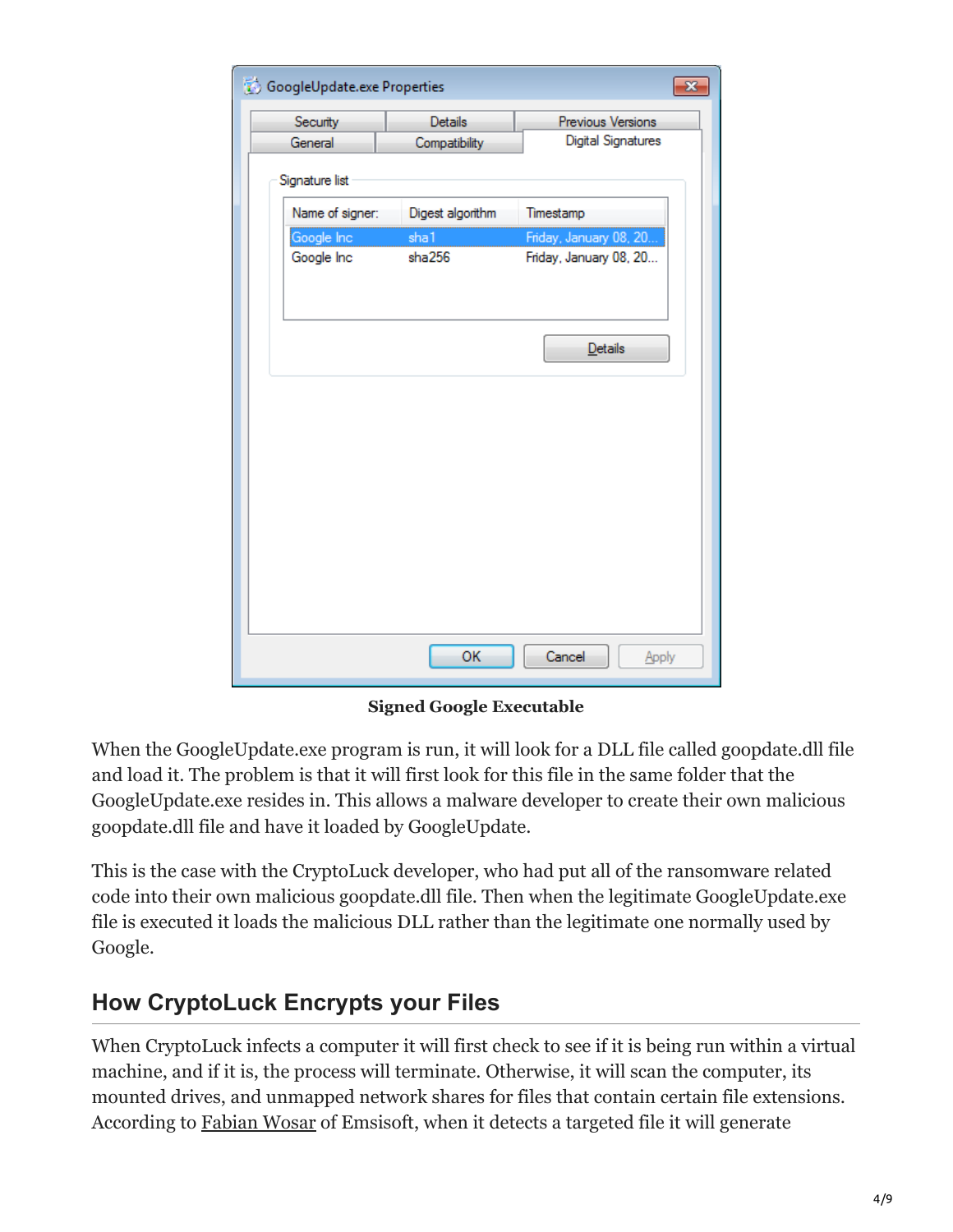**Signed Google Executable**

When the GoogleUpdate.exe program is run, it will look for a DLL file called goopdate.dll file and load it. The problem is that it will first look for this file in the same folder that the GoogleUpdate.exe resides in. This allows a malware developer to create their own malicious goopdate.dll file and have it loaded by GoogleUpdate.

This is the case with the CryptoLuck developer, who had put all of the ransomware related code into their own malicious goopdate.dll file. Then when the legitimate GoogleUpdate.exe file is executed it loads the malicious DLL rather than the legitimate one normally used by Google.

## How CryptoLuck Encrypts your Files

When CryptoLuck infects a computer it will first check to see if it is being run within a virtual machine, and if it is, the process will terminate. Otherwise, it will scan the computer, its mounted drives, and unmapped network shares for files that contain certain file extensions. According to Fabian Wosar of Emsisoft, when it detects a targeted file it will generate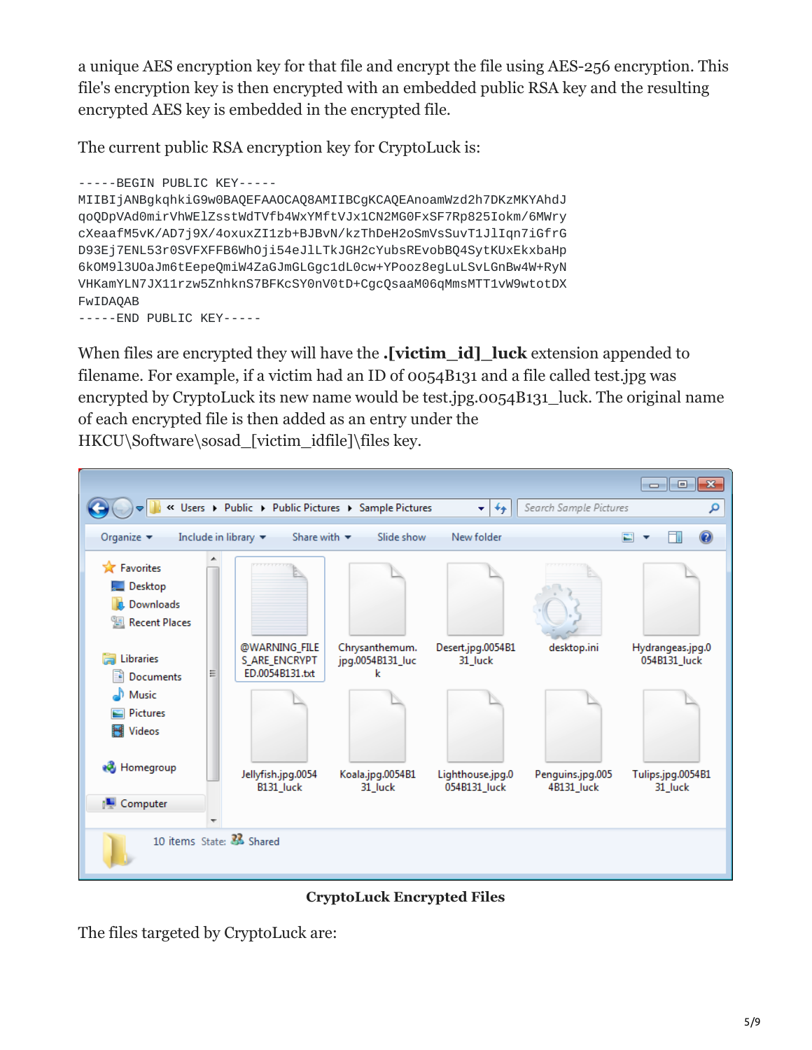a unique AES encryption key for that file and encrypt the file using AES-256 encryption. This file's encryption key is then encrypted with an embedded public RSA key and the resulting encrypted AES key is embedded in the encrypted file.

The current public RSA encryption key for CryptoLuck is:

```
-----BEGIN PUBLIC KEY-----
MIIBIjANBgkqhkiG9w0BAQEFAAOCAQ8AMIIBCgKCAQEAnoamWzd2h7DKzMKYAhdJ
qoQDpVAd0mirVhWElZsstWdTVfb4WxYMftVJx1CN2MG0FxSF7Rp825Iokm/6MWry
cXeaafM5vK/AD7j9X/4oxuxZI1zb+BJBvN/kzThDeH2oSmVsSuvT1JlIqn7iGfrG
D93Ej7ENL53r0SVFXFFB6Wh0ji54eJlLTkJGH2cYubsREvobBQ4SytKUxEkxbaHp
6kOM913U0aJm6tEepeQmiW4ZaGJmGLGgc1dL0cw+YPooz8egLuLSvLGnBw4W+RyN
VHKamYLN7JX11rzw5ZnhknS7BFKcSY0nV0tD+CgcQsaaM06qMmsMTT1vW9wtotDX
FwIDAQAB
-----END PUBLIC KEY-----
```

When files are encrypted they will have the **.[victim_id]_luck** extension appended to filename. For example, if a victim had an ID of 0054B131 and a file called test.jpg was encrypted by CryptoLuck its new name would be test.jpg.0054B131_luck. The original name of each encrypted file is then added as an entry under the HKCU\Software\sosad_[victim_idfile]\files key.

**CryptoLuck Encrypted Files**

The files targeted by CryptoLuck are: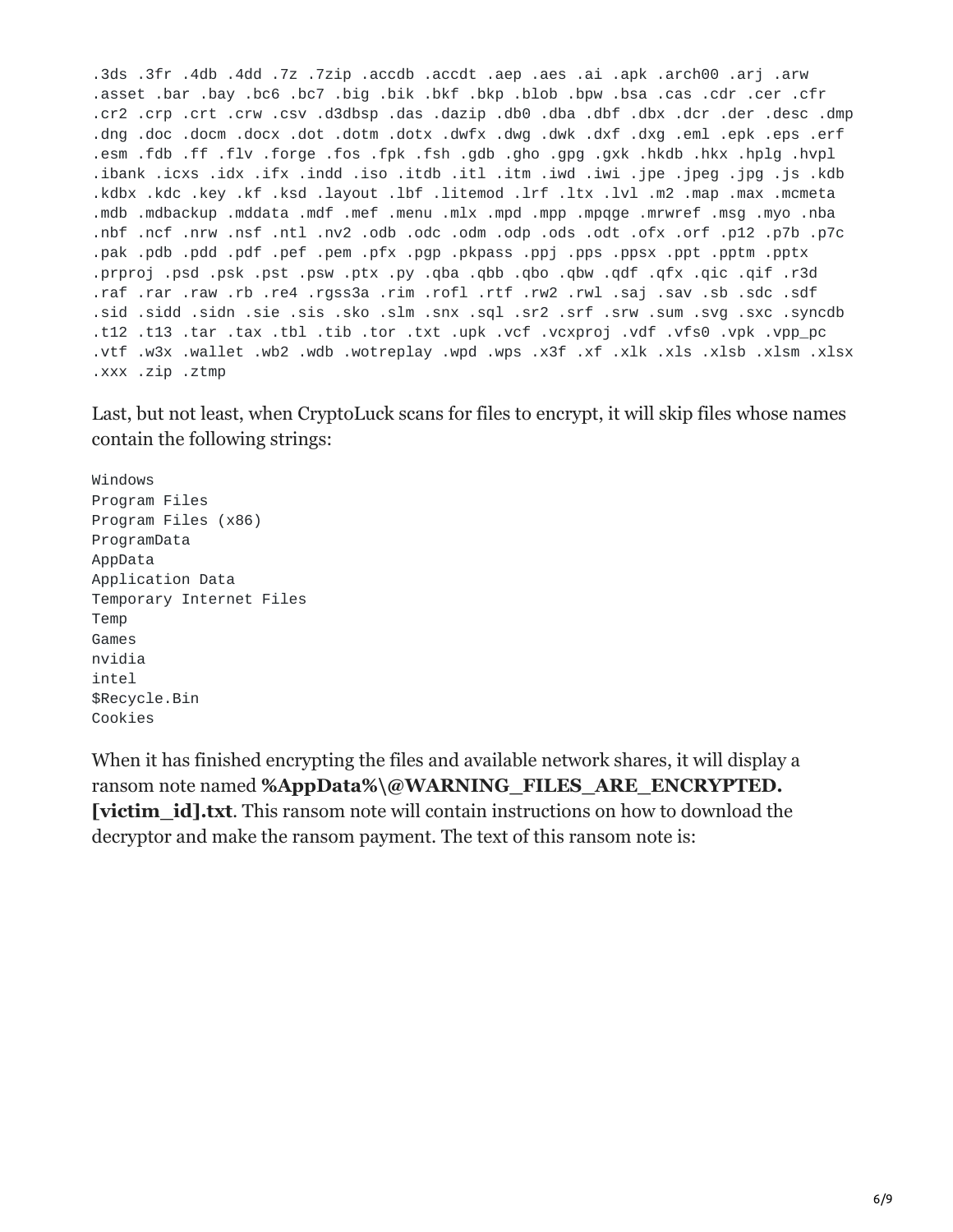```
.3ds .3fr .4db .4dd .7z .7zip .accdb .accdt .aep .aes .ai .apk .arch00 .arj .arw
.asset .bar .bay .bc6 .bc7 .big .bik .bkf .bkp .blob .bpw .bsa .cas .cdr .cer .cfr
.cr2 .crp .crt .crw .csv .d3dbsp .das .dazip .db0 .dba .dbf .dbx .dcr .der .desc .dmp
.dng .doc .docm .docx .dot .dotm .dotx .dwfx .dwg .dwk .dxf .dxg .eml .epk .eps .erf
.esm .fdb .ff .flv .forge .fos .fpk .fsh .gdb .gho .gpg .gxk .hkdb .hkx .hplg .hvpl
.ibank .icxs .idx .ifx .indd .iso .itdb .itl .itm .iwd .iwi .jpe .jpeg .jpg .js .kdb
.kdbx .kdc .key .kf .ksd .layout .lbf .litemod .lrf .ltx .lvl .m2 .map .max .mcmeta
.mdb .mdbackup .mddata .mdf .mef .menu .mlx .mpd .mpp .mpqge .mrwref .msg .myo .nba
.nbf .ncf .nrw .nsf .ntl .nv2 .odb .odc .odm .odp .ods .odt .ofx .orf .p12 .p7b .p7c
.pak .pdb .pdd .pdf .pef .pem .pfx .pgp .pkpass .ppj .pps .ppsx .ppt .pptm .pptx
.prproj .psd .psk .pst .psw .ptx .py .qba .qbb .qbo .qbw .qdf .qfx .qic .qif .r3d
.raf .rar .raw .rb .re4 .rgss3a .rim .rofl .rtf .rw2 .rwl .saj .sav .sb .sdc .sdf
.sid .sidd .sidn .sie .sis .sko .slm .snx .sql .sr2 .srf .srw .sum .svg .sxc .syncdb
.t12 .t13 .tar .tax .tbl .tib .tor .txt .upk .vcf .vcxproj .vdf .vfs0 .vpk .vpp_pc
.vtf .w3x .wallet .wb2 .wdb .wotreplay .wpd .wps .x3f .xf .xlk .xls .xlsb .xlsm .xlsx
.xxx .zip .ztmp
```

Last, but not least, when CryptoLuck scans for files to encrypt, it will skip files whose names contain the following strings:

```
Windows
Program Files
Program Files (x86)
ProgramData
AppData
Application Data
Temporary Internet Files
Temp
Games
nvidia
intel
$Recycle.Bin
Cookies
```

When it has finished encrypting the files and available network shares, it will display a ransom note named **%AppData%\@WARNING_FILES_ARE_ENCRYPTED.[victim_id].txt**. This ransom note will contain instructions on how to download the decryptor and make the ransom payment. The text of this ransom note is: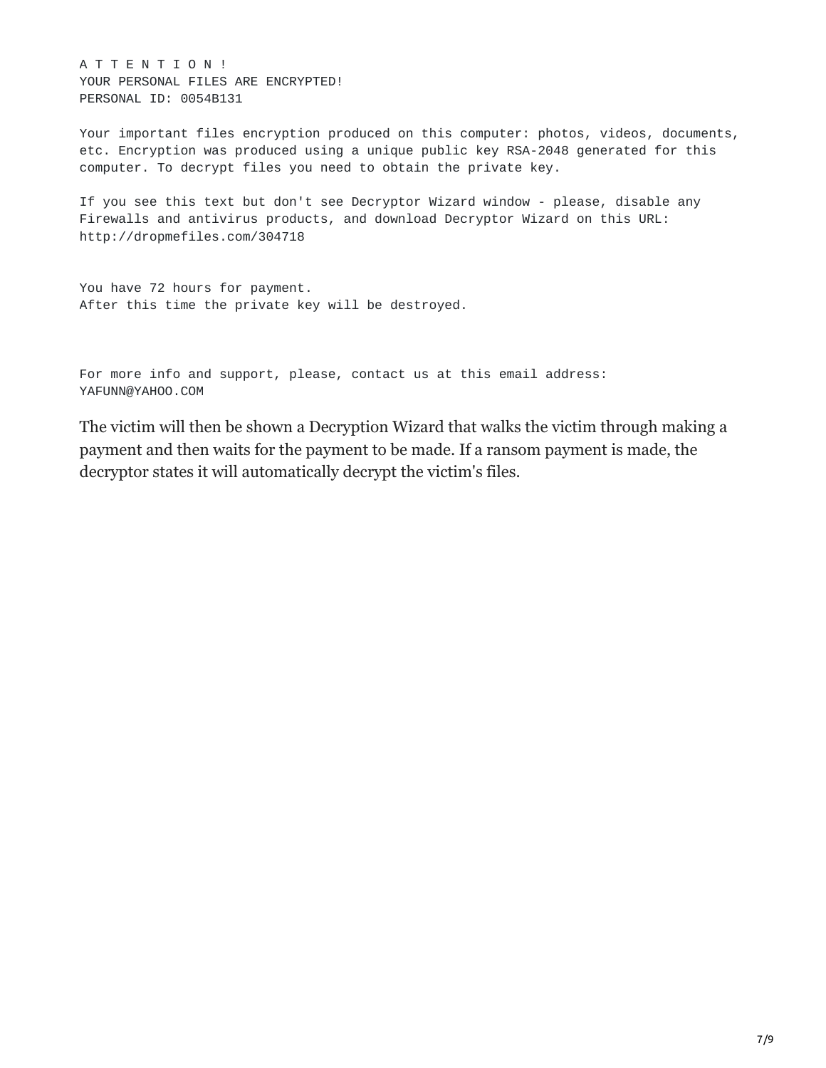```
A T T E N T I O N !
YOUR PERSONAL FILES ARE ENCRYPTED!
PERSONAL ID: 0054B131

Your important files encryption produced on this computer: photos, videos, documents,
etc. Encryption was produced using a unique public key RSA-2048 generated for this
computer. To decrypt files you need to obtain the private key.

If you see this text but don't see Decryptor Wizard window - please, disable any
Firewalls and antivirus products, and download Decryptor Wizard on this URL:
http://dropmefiles.com/304718


You have 72 hours for payment.
After this time the private key will be destroyed.



For more info and support, please, contact us at this email address:
YAFUNN@YAHOO.COM
```

The victim will then be shown a Decryption Wizard that walks the victim through making a payment and then waits for the payment to be made. If a ransom payment is made, the decryptor states it will automatically decrypt the victim's files.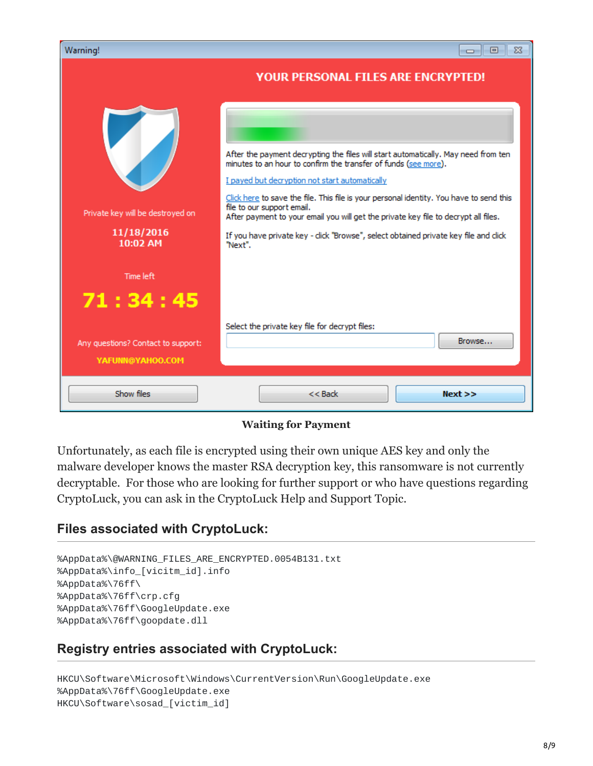**Waiting for Payment**

Unfortunately, as each file is encrypted using their own unique AES key and only the malware developer knows the master RSA decryption key, this ransomware is not currently decryptable. For those who are looking for further support or who have questions regarding CryptoLuck, you can ask in the CryptoLuck Help and Support Topic.

## Files associated with CryptoLuck:

```
%AppData%\@WARNING_FILES_ARE_ENCRYPTED.0054B131.txt
%AppData%\info_[vicitm_id].info
%AppData%\76ff\
%AppData%\76ff\crp.cfg
%AppData%\76ff\GoogleUpdate.exe
%AppData%\76ff\goopdate.dll
```

## Registry entries associated with CryptoLuck:

```
HKCU\Software\Microsoft\Windows\CurrentVersion\Run\GoogleUpdate.exe
%AppData%\76ff\GoogleUpdate.exe
HKCU\Software\sosad_[victim_id]
```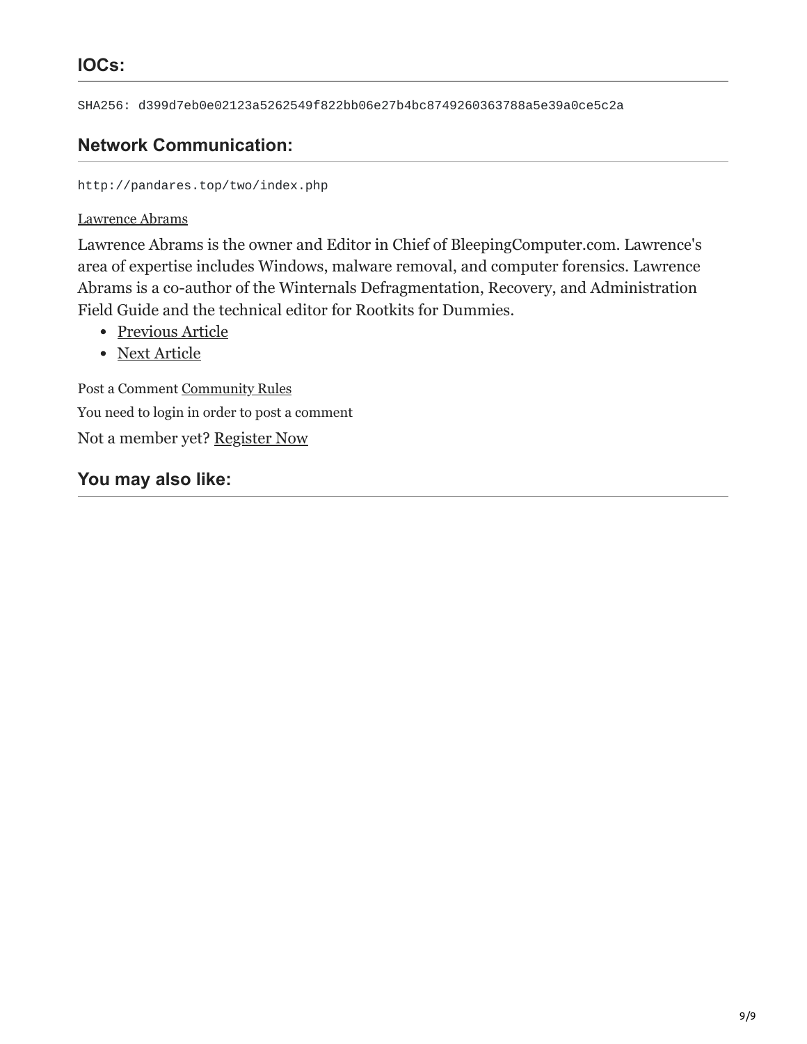## IOCs:

```
SHA256: d399d7eb0e02123a5262549f822bb06e27b4bc8749260363788a5e39a0ce5c2a
```

## Network Communication:

```
http://pandares.top/two/index.php
```

Lawrence Abrams

Lawrence Abrams is the owner and Editor in Chief of BleepingComputer.com. Lawrence's area of expertise includes Windows, malware removal, and computer forensics. Lawrence Abrams is a co-author of the Winternals Defragmentation, Recovery, and Administration Field Guide and the technical editor for Rootkits for Dummies.

- Previous Article
- Next Article

Post a Comment Community Rules

You need to login in order to post a comment

Not a member yet? Register Now

## You may also like: